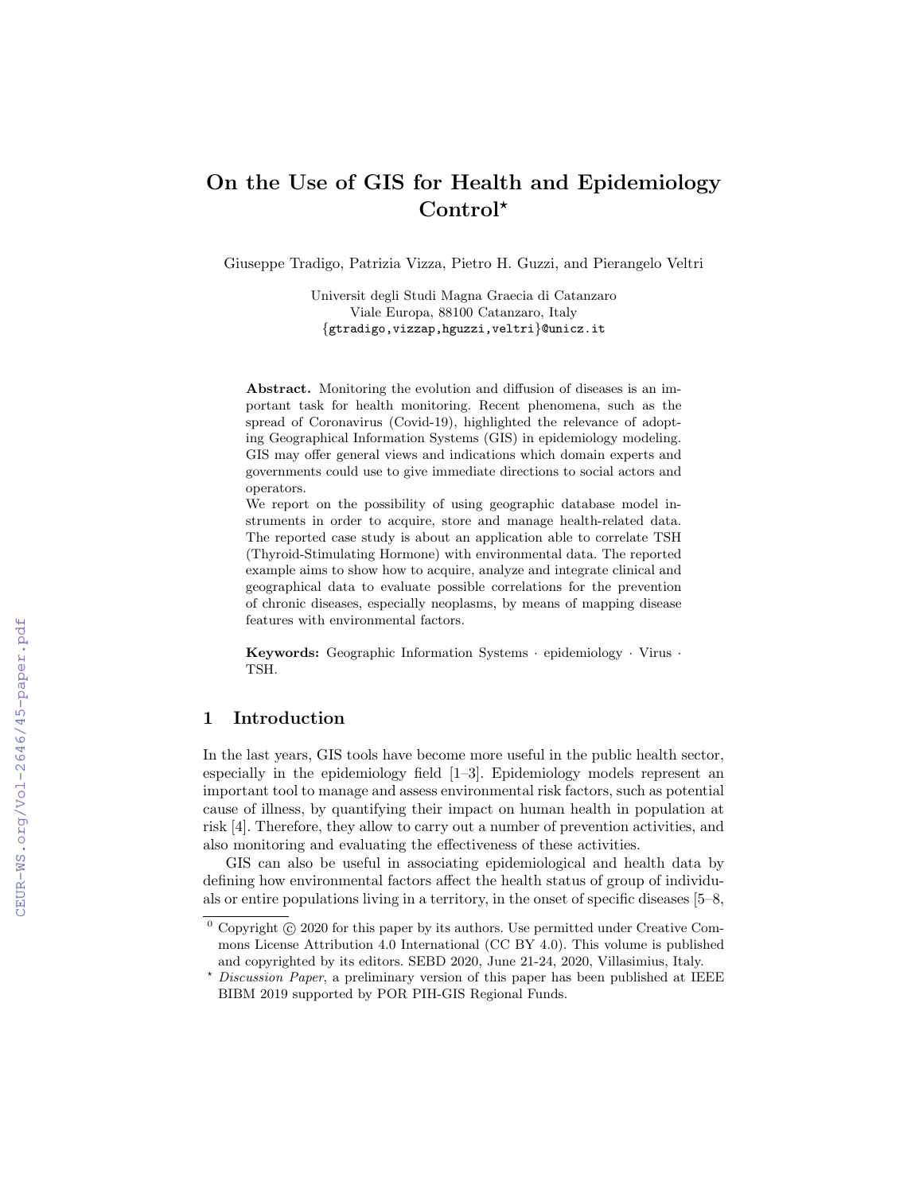# On the Use of GIS for Health and Epidemiology Control*

Giuseppe Tradigo, Patrizia Vizza, Pietro H. Guzzi, and Pierangelo Veltri

Universit degli Studi Magna Graecia di Catanzaro
Viale Europa, 88100 Catanzaro, Italy
{gtradigo,vizzap,hguzzi,veltri}@unicz.it

**Abstract.** Monitoring the evolution and diffusion of diseases is an important task for health monitoring. Recent phenomena, such as the spread of Coronavirus (Covid-19), highlighted the relevance of adopting Geographical Information Systems (GIS) in epidemiology modeling. GIS may offer general views and indications which domain experts and governments could use to give immediate directions to social actors and operators.
We report on the possibility of using geographic database model instruments in order to acquire, store and manage health-related data. The reported case study is about an application able to correlate TSH (Thyroid-Stimulating Hormone) with environmental data. The reported example aims to show how to acquire, analyze and integrate clinical and geographical data to evaluate possible correlations for the prevention of chronic diseases, especially neoplasms, by means of mapping disease features with environmental factors.

**Keywords:** Geographic Information Systems · epidemiology · Virus · TSH.

## 1 Introduction

In the last years, GIS tools have become more useful in the public health sector, especially in the epidemiology field [1–3]. Epidemiology models represent an important tool to manage and assess environmental risk factors, such as potential cause of illness, by quantifying their impact on human health in population at risk [4]. Therefore, they allow to carry out a number of prevention activities, and also monitoring and evaluating the effectiveness of these activities.

GIS can also be useful in associating epidemiological and health data by defining how environmental factors affect the health status of group of individuals or entire populations living in a territory, in the onset of specific diseases [5–8,

[0] Copyright © 2020 for this paper by its authors. Use permitted under Creative Commons License Attribution 4.0 International (CC BY 4.0). This volume is published and copyrighted by its editors. SEBD 2020, June 21-24, 2020, Villasimius, Italy.

* *Discussion Paper*, a preliminary version of this paper has been published at IEEE BIBM 2019 supported by POR PIH-GIS Regional Funds.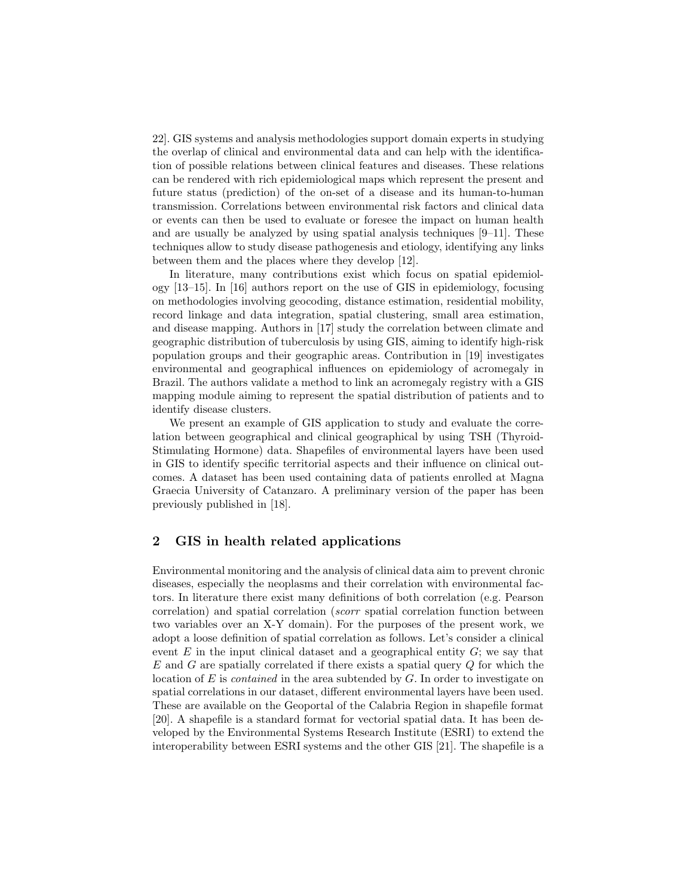22]. GIS systems and analysis methodologies support domain experts in studying the overlap of clinical and environmental data and can help with the identification of possible relations between clinical features and diseases. These relations can be rendered with rich epidemiological maps which represent the present and future status (prediction) of the on-set of a disease and its human-to-human transmission. Correlations between environmental risk factors and clinical data or events can then be used to evaluate or foresee the impact on human health and are usually be analyzed by using spatial analysis techniques [9–11]. These techniques allow to study disease pathogenesis and etiology, identifying any links between them and the places where they develop [12].

In literature, many contributions exist which focus on spatial epidemiology [13–15]. In [16] authors report on the use of GIS in epidemiology, focusing on methodologies involving geocoding, distance estimation, residential mobility, record linkage and data integration, spatial clustering, small area estimation, and disease mapping. Authors in [17] study the correlation between climate and geographic distribution of tuberculosis by using GIS, aiming to identify high-risk population groups and their geographic areas. Contribution in [19] investigates environmental and geographical influences on epidemiology of acromegaly in Brazil. The authors validate a method to link an acromegaly registry with a GIS mapping module aiming to represent the spatial distribution of patients and to identify disease clusters.

We present an example of GIS application to study and evaluate the correlation between geographical and clinical geographical by using TSH (Thyroid-Stimulating Hormone) data. Shapefiles of environmental layers have been used in GIS to identify specific territorial aspects and their influence on clinical outcomes. A dataset has been used containing data of patients enrolled at Magna Graecia University of Catanzaro. A preliminary version of the paper has been previously published in [18].

## 2 GIS in health related applications

Environmental monitoring and the analysis of clinical data aim to prevent chronic diseases, especially the neoplasms and their correlation with environmental factors. In literature there exist many definitions of both correlation (e.g. Pearson correlation) and spatial correlation (*scorr* spatial correlation function between two variables over an X-Y domain). For the purposes of the present work, we adopt a loose definition of spatial correlation as follows. Let's consider a clinical event $E$ in the input clinical dataset and a geographical entity $G$; we say that $E$ and $G$ are spatially correlated if there exists a spatial query $Q$ for which the location of $E$ is *contained* in the area subtended by $G$. In order to investigate on spatial correlations in our dataset, different environmental layers have been used. These are available on the Geoportal of the Calabria Region in shapefile format [20]. A shapefile is a standard format for vectorial spatial data. It has been developed by the Environmental Systems Research Institute (ESRI) to extend the interoperability between ESRI systems and the other GIS [21]. The shapefile is a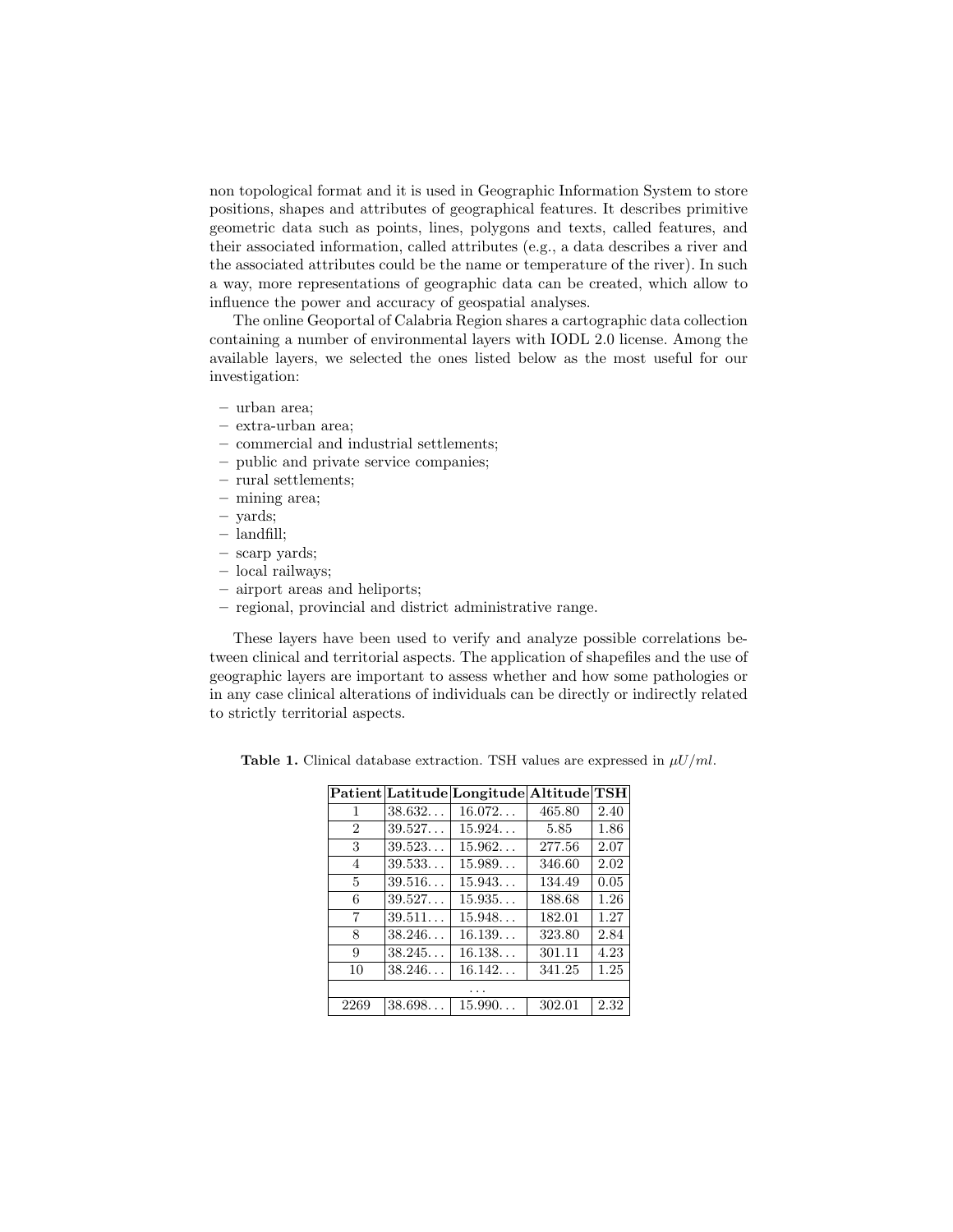non topological format and it is used in Geographic Information System to store positions, shapes and attributes of geographical features. It describes primitive geometric data such as points, lines, polygons and texts, called features, and their associated information, called attributes (e.g., a data describes a river and the associated attributes could be the name or temperature of the river). In such a way, more representations of geographic data can be created, which allow to influence the power and accuracy of geospatial analyses.

The online Geoportal of Calabria Region shares a cartographic data collection containing a number of environmental layers with IODL 2.0 license. Among the available layers, we selected the ones listed below as the most useful for our investigation:

– urban area;
– extra-urban area;
– commercial and industrial settlements;
– public and private service companies;
– rural settlements;
– mining area;
– yards;
– landfill;
– scarp yards;
– local railways;
– airport areas and heliports;
– regional, provincial and district administrative range.

These layers have been used to verify and analyze possible correlations between clinical and territorial aspects. The application of shapefiles and the use of geographic layers are important to assess whether and how some pathologies or in any case clinical alterations of individuals can be directly or indirectly related to strictly territorial aspects.

**Table 1.** Clinical database extraction. TSH values are expressed in $\mu U/ml$.

| Patient | Latitude | Longitude | Altitude | TSH |
|---|---|---|---|---|
| 1 | 38.632... | 16.072... | 465.80 | 2.40 |
| 2 | 39.527... | 15.924... | 5.85 | 1.86 |
| 3 | 39.523... | 15.962... | 277.56 | 2.07 |
| 4 | 39.533... | 15.989... | 346.60 | 2.02 |
| 5 | 39.516... | 15.943... | 134.49 | 0.05 |
| 6 | 39.527... | 15.935... | 188.68 | 1.26 |
| 7 | 39.511... | 15.948... | 182.01 | 1.27 |
| 8 | 38.246... | 16.139... | 323.80 | 2.84 |
| 9 | 38.245... | 16.138... | 301.11 | 4.23 |
| 10 | 38.246... | 16.142... | 341.25 | 1.25 |
| ... | | | | |
| 2269 | 38.698... | 15.990... | 302.01 | 2.32 |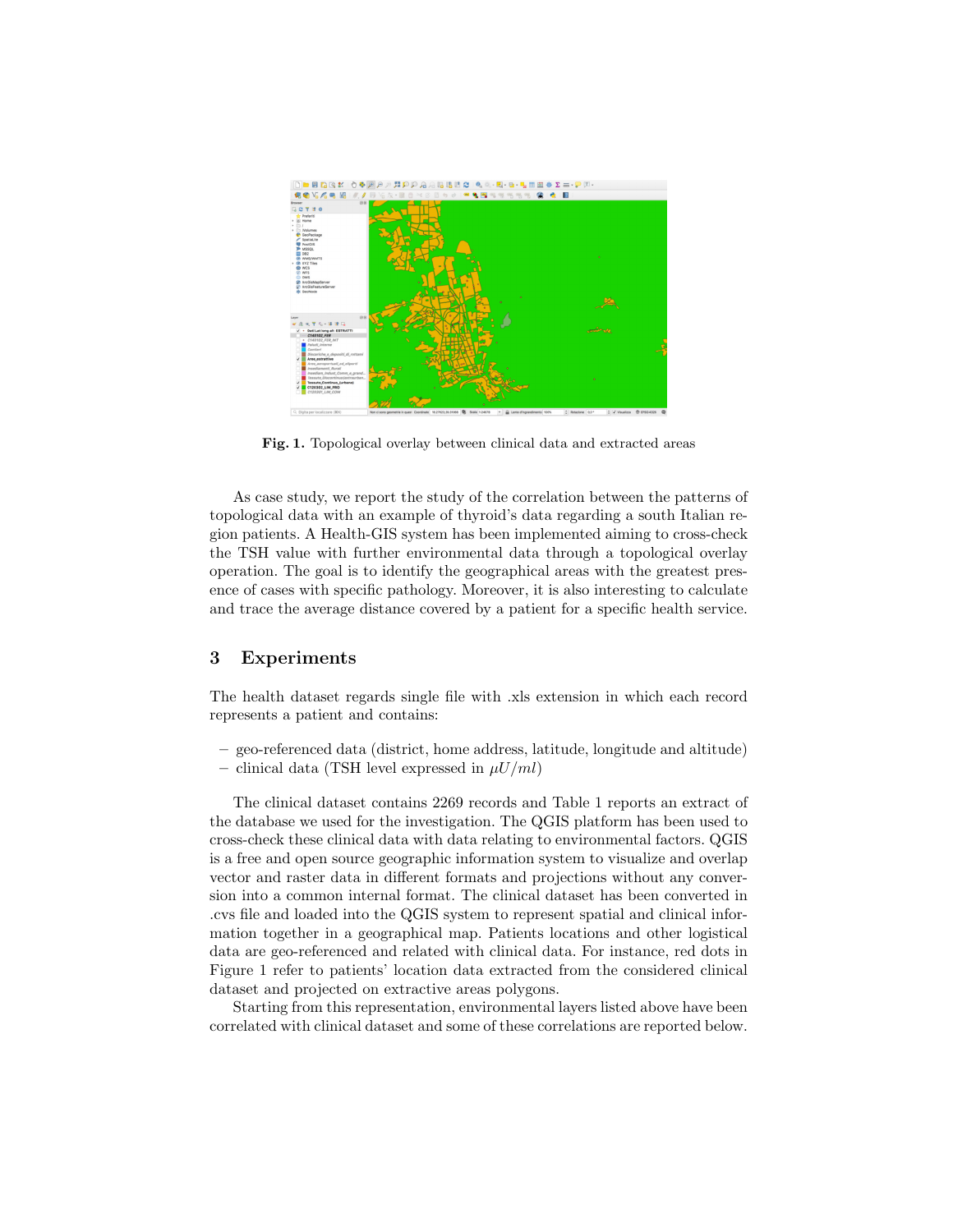**Fig. 1.** Topological overlay between clinical data and extracted areas

As case study, we report the study of the correlation between the patterns of topological data with an example of thyroid's data regarding a south Italian region patients. A Health-GIS system has been implemented aiming to cross-check the TSH value with further environmental data through a topological overlay operation. The goal is to identify the geographical areas with the greatest presence of cases with specific pathology. Moreover, it is also interesting to calculate and trace the average distance covered by a patient for a specific health service.

## 3 Experiments

The health dataset regards single file with .xls extension in which each record represents a patient and contains:

- geo-referenced data (district, home address, latitude, longitude and altitude)
- clinical data (TSH level expressed in $\mu U/ml$)

The clinical dataset contains 2269 records and Table 1 reports an extract of the database we used for the investigation. The QGIS platform has been used to cross-check these clinical data with data relating to environmental factors. QGIS is a free and open source geographic information system to visualize and overlap vector and raster data in different formats and projections without any conversion into a common internal format. The clinical dataset has been converted in .cvs file and loaded into the QGIS system to represent spatial and clinical information together in a geographical map. Patients locations and other logistical data are geo-referenced and related with clinical data. For instance, red dots in Figure 1 refer to patients' location data extracted from the considered clinical dataset and projected on extractive areas polygons.

Starting from this representation, environmental layers listed above have been correlated with clinical dataset and some of these correlations are reported below.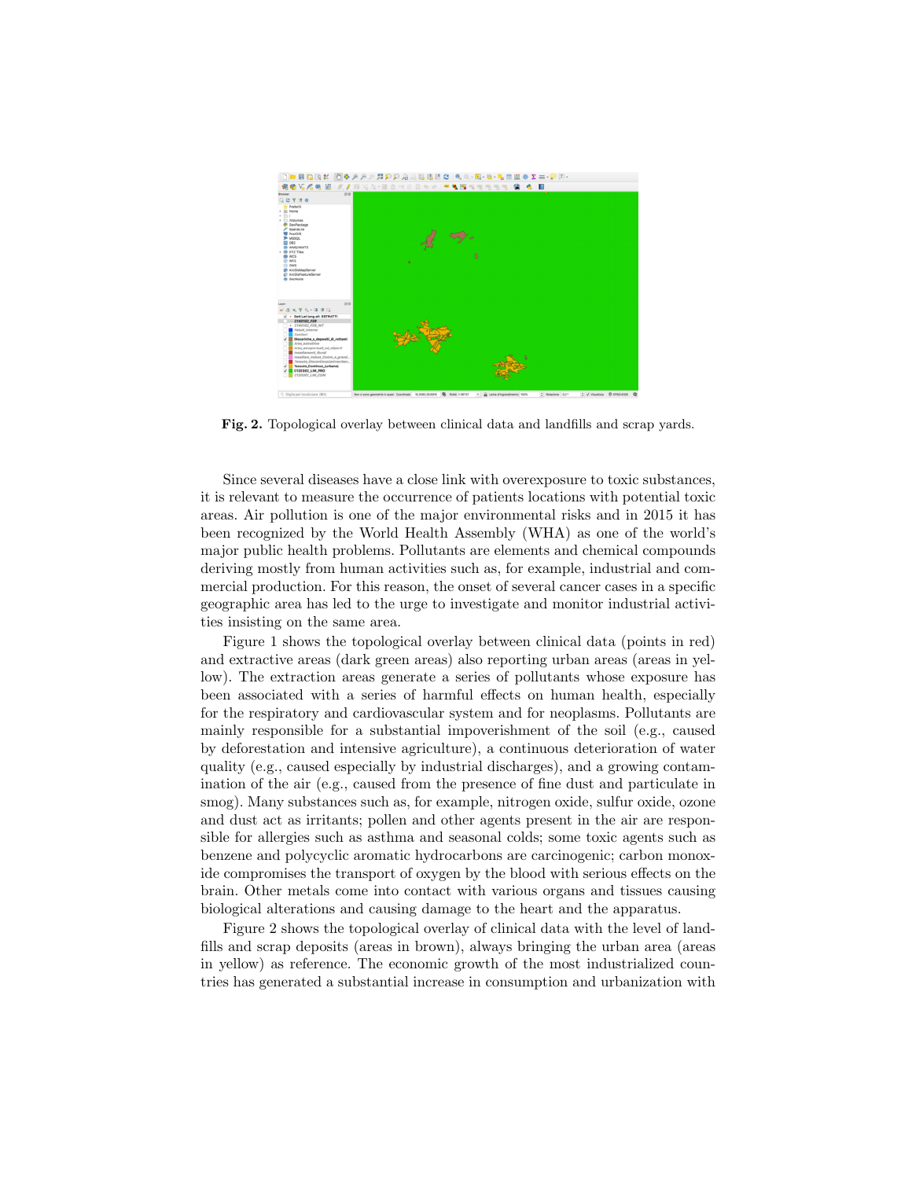**Fig. 2.** Topological overlay between clinical data and landfills and scrap yards.

Since several diseases have a close link with overexposure to toxic substances, it is relevant to measure the occurrence of patients locations with potential toxic areas. Air pollution is one of the major environmental risks and in 2015 it has been recognized by the World Health Assembly (WHA) as one of the world's major public health problems. Pollutants are elements and chemical compounds deriving mostly from human activities such as, for example, industrial and commercial production. For this reason, the onset of several cancer cases in a specific geographic area has led to the urge to investigate and monitor industrial activities insisting on the same area.

Figure 1 shows the topological overlay between clinical data (points in red) and extractive areas (dark green areas) also reporting urban areas (areas in yellow). The extraction areas generate a series of pollutants whose exposure has been associated with a series of harmful effects on human health, especially for the respiratory and cardiovascular system and for neoplasms. Pollutants are mainly responsible for a substantial impoverishment of the soil (e.g., caused by deforestation and intensive agriculture), a continuous deterioration of water quality (e.g., caused especially by industrial discharges), and a growing contamination of the air (e.g., caused from the presence of fine dust and particulate in smog). Many substances such as, for example, nitrogen oxide, sulfur oxide, ozone and dust act as irritants; pollen and other agents present in the air are responsible for allergies such as asthma and seasonal colds; some toxic agents such as benzene and polycyclic aromatic hydrocarbons are carcinogenic; carbon monoxide compromises the transport of oxygen by the blood with serious effects on the brain. Other metals come into contact with various organs and tissues causing biological alterations and causing damage to the heart and the apparatus.

Figure 2 shows the topological overlay of clinical data with the level of landfills and scrap deposits (areas in brown), always bringing the urban area (areas in yellow) as reference. The economic growth of the most industrialized countries has generated a substantial increase in consumption and urbanization with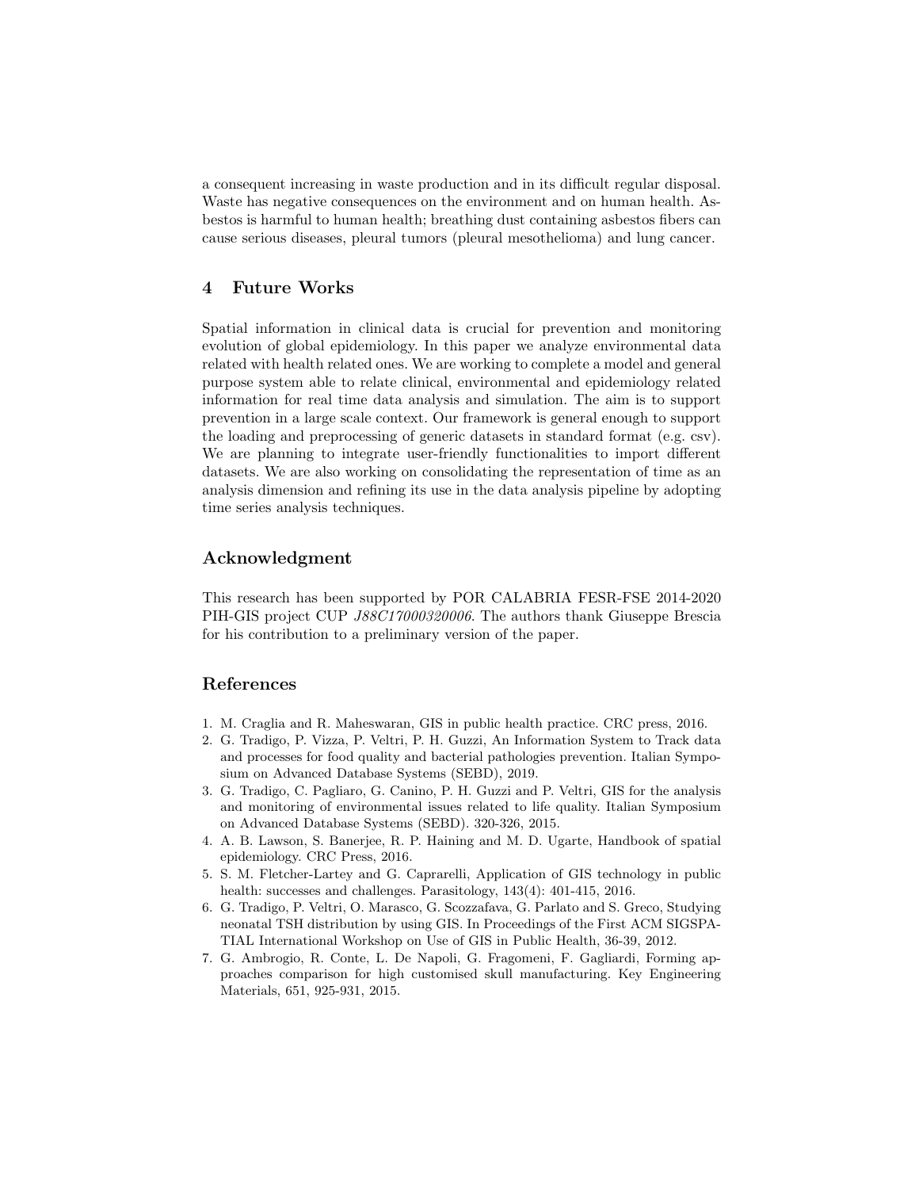a consequent increasing in waste production and in its difficult regular disposal. Waste has negative consequences on the environment and on human health. Asbestos is harmful to human health; breathing dust containing asbestos fibers can cause serious diseases, pleural tumors (pleural mesothelioma) and lung cancer.

## 4 Future Works

Spatial information in clinical data is crucial for prevention and monitoring evolution of global epidemiology. In this paper we analyze environmental data related with health related ones. We are working to complete a model and general purpose system able to relate clinical, environmental and epidemiology related information for real time data analysis and simulation. The aim is to support prevention in a large scale context. Our framework is general enough to support the loading and preprocessing of generic datasets in standard format (e.g. csv). We are planning to integrate user-friendly functionalities to import different datasets. We are also working on consolidating the representation of time as an analysis dimension and refining its use in the data analysis pipeline by adopting time series analysis techniques.

## Acknowledgment

This research has been supported by POR CALABRIA FESR-FSE 2014-2020 PIH-GIS project CUP *J88C17000320006*. The authors thank Giuseppe Brescia for his contribution to a preliminary version of the paper.

## References

1. M. Craglia and R. Maheswaran, GIS in public health practice. CRC press, 2016.
2. G. Tradigo, P. Vizza, P. Veltri, P. H. Guzzi, An Information System to Track data and processes for food quality and bacterial pathologies prevention. Italian Symposium on Advanced Database Systems (SEBD), 2019.
3. G. Tradigo, C. Pagliaro, G. Canino, P. H. Guzzi and P. Veltri, GIS for the analysis and monitoring of environmental issues related to life quality. Italian Symposium on Advanced Database Systems (SEBD). 320-326, 2015.
4. A. B. Lawson, S. Banerjee, R. P. Haining and M. D. Ugarte, Handbook of spatial epidemiology. CRC Press, 2016.
5. S. M. Fletcher-Lartey and G. Caprarelli, Application of GIS technology in public health: successes and challenges. Parasitology, 143(4): 401-415, 2016.
6. G. Tradigo, P. Veltri, O. Marasco, G. Scozzafava, G. Parlato and S. Greco, Studying neonatal TSH distribution by using GIS. In Proceedings of the First ACM SIGSPATIAL International Workshop on Use of GIS in Public Health, 36-39, 2012.
7. G. Ambrogio, R. Conte, L. De Napoli, G. Fragomeni, F. Gagliardi, Forming approaches comparison for high customised skull manufacturing. Key Engineering Materials, 651, 925-931, 2015.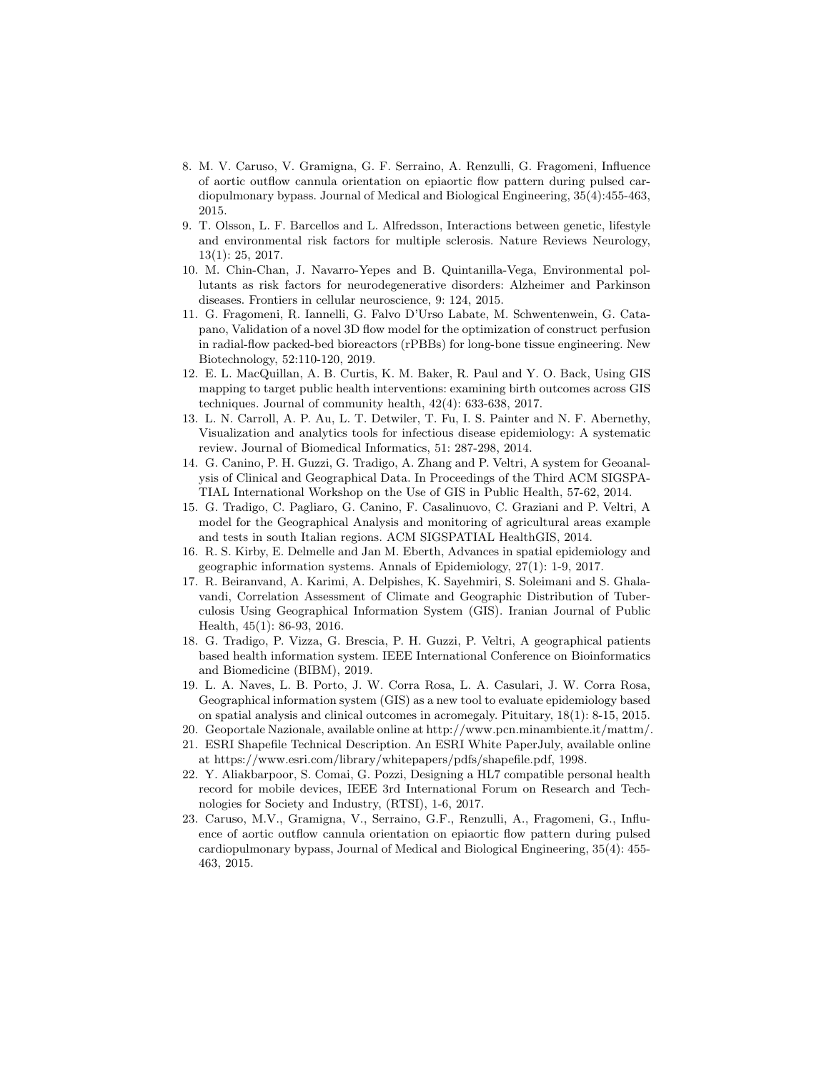8. M. V. Caruso, V. Gramigna, G. F. Serraino, A. Renzulli, G. Fragomeni, Influence of aortic outflow cannula orientation on epiaortic flow pattern during pulsed cardiopulmonary bypass. Journal of Medical and Biological Engineering, 35(4):455-463, 2015.
9. T. Olsson, L. F. Barcellos and L. Alfredsson, Interactions between genetic, lifestyle and environmental risk factors for multiple sclerosis. Nature Reviews Neurology, 13(1): 25, 2017.
10. M. Chin-Chan, J. Navarro-Yepes and B. Quintanilla-Vega, Environmental pollutants as risk factors for neurodegenerative disorders: Alzheimer and Parkinson diseases. Frontiers in cellular neuroscience, 9: 124, 2015.
11. G. Fragomeni, R. Iannelli, G. Falvo D'Urso Labate, M. Schwentenwein, G. Catapano, Validation of a novel 3D flow model for the optimization of construct perfusion in radial-flow packed-bed bioreactors (rPBBs) for long-bone tissue engineering. New Biotechnology, 52:110-120, 2019.
12. E. L. MacQuillan, A. B. Curtis, K. M. Baker, R. Paul and Y. O. Back, Using GIS mapping to target public health interventions: examining birth outcomes across GIS techniques. Journal of community health, 42(4): 633-638, 2017.
13. L. N. Carroll, A. P. Au, L. T. Detwiler, T. Fu, I. S. Painter and N. F. Abernethy, Visualization and analytics tools for infectious disease epidemiology: A systematic review. Journal of Biomedical Informatics, 51: 287-298, 2014.
14. G. Canino, P. H. Guzzi, G. Tradigo, A. Zhang and P. Veltri, A system for Geoanalysis of Clinical and Geographical Data. In Proceedings of the Third ACM SIGSPATIAL International Workshop on the Use of GIS in Public Health, 57-62, 2014.
15. G. Tradigo, C. Pagliaro, G. Canino, F. Casalinuovo, C. Graziani and P. Veltri, A model for the Geographical Analysis and monitoring of agricultural areas example and tests in south Italian regions. ACM SIGSPATIAL HealthGIS, 2014.
16. R. S. Kirby, E. Delmelle and Jan M. Eberth, Advances in spatial epidemiology and geographic information systems. Annals of Epidemiology, 27(1): 1-9, 2017.
17. R. Beiranvand, A. Karimi, A. Delpishes, K. Sayehmiri, S. Soleimani and S. Ghalavandi, Correlation Assessment of Climate and Geographic Distribution of Tuberculosis Using Geographical Information System (GIS). Iranian Journal of Public Health, 45(1): 86-93, 2016.
18. G. Tradigo, P. Vizza, G. Brescia, P. H. Guzzi, P. Veltri, A geographical patients based health information system. IEEE International Conference on Bioinformatics and Biomedicine (BIBM), 2019.
19. L. A. Naves, L. B. Porto, J. W. Corra Rosa, L. A. Casulari, J. W. Corra Rosa, Geographical information system (GIS) as a new tool to evaluate epidemiology based on spatial analysis and clinical outcomes in acromegaly. Pituitary, 18(1): 8-15, 2015.
20. Geoportale Nazionale, available online at http://www.pcn.minambiente.it/mattm/.
21. ESRI Shapefile Technical Description. An ESRI White PaperJuly, available online at https://www.esri.com/library/whitepapers/pdfs/shapefile.pdf, 1998.
22. Y. Aliakbarpoor, S. Comai, G. Pozzi, Designing a HL7 compatible personal health record for mobile devices, IEEE 3rd International Forum on Research and Technologies for Society and Industry, (RTSI), 1-6, 2017.
23. Caruso, M.V., Gramigna, V., Serraino, G.F., Renzulli, A., Fragomeni, G., Influence of aortic outflow cannula orientation on epiaortic flow pattern during pulsed cardiopulmonary bypass, Journal of Medical and Biological Engineering, 35(4): 455-463, 2015.